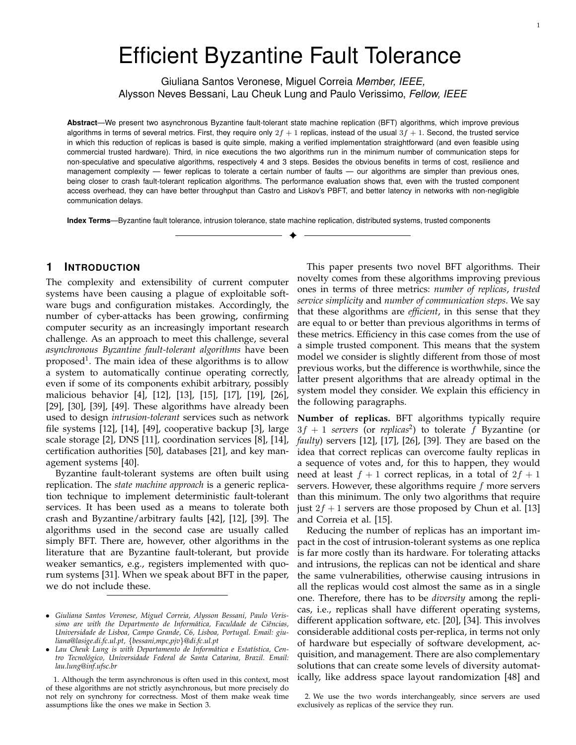# Efficient Byzantine Fault Tolerance

Giuliana Santos Veronese, Miguel Correia *Member, IEEE*, Alysson Neves Bessani, Lau Cheuk Lung and Paulo Verissimo, *Fellow, IEEE*

**Abstract**—We present two asynchronous Byzantine fault-tolerant state machine replication (BFT) algorithms, which improve previous algorithms in terms of several metrics. First, they require only $2f + 1$ replicas, instead of the usual $3f + 1$. Second, the trusted service in which this reduction of replicas is based is quite simple, making a verified implementation straightforward (and even feasible using commercial trusted hardware). Third, in nice executions the two algorithms run in the minimum number of communication steps for non-speculative and speculative algorithms, respectively 4 and 3 steps. Besides the obvious benefits in terms of cost, resilience and management complexity — fewer replicas to tolerate a certain number of faults — our algorithms are simpler than previous ones, being closer to crash fault-tolerant replication algorithms. The performance evaluation shows that, even with the trusted component access overhead, they can have better throughput than Castro and Liskov's PBFT, and better latency in networks with non-negligible communication delays.

**Index Terms**—Byzantine fault tolerance, intrusion tolerance, state machine replication, distributed systems, trusted components

## 1 Introduction

The complexity and extensibility of current computer systems have been causing a plague of exploitable software bugs and configuration mistakes. Accordingly, the number of cyber-attacks has been growing, confirming computer security as an increasingly important research challenge. As an approach to meet this challenge, several *asynchronous Byzantine fault-tolerant algorithms* have been proposed[1]. The main idea of these algorithms is to allow a system to automatically continue operating correctly, even if some of its components exhibit arbitrary, possibly malicious behavior [4], [12], [13], [15], [17], [19], [26], [29], [30], [39], [49]. These algorithms have already been used to design *intrusion-tolerant* services such as network file systems [12], [14], [49], cooperative backup [3], large scale storage [2], DNS [11], coordination services [8], [14], certification authorities [50], databases [21], and key management systems [40].

Byzantine fault-tolerant systems are often built using replication. The *state machine approach* is a generic replication technique to implement deterministic fault-tolerant services. It has been used as a means to tolerate both crash and Byzantine/arbitrary faults [42], [12], [39]. The algorithms used in the second case are usually called simply BFT. There are, however, other algorithms in the literature that are Byzantine fault-tolerant, but provide weaker semantics, e.g., registers implemented with quorum systems [31]. When we speak about BFT in the paper, we do not include these.

This paper presents two novel BFT algorithms. Their novelty comes from these algorithms improving previous ones in terms of three metrics: *number of replicas*, *trusted service simplicity* and *number of communication steps*. We say that these algorithms are *efficient*, in this sense that they are equal to or better than previous algorithms in terms of these metrics. Efficiency in this case comes from the use of a simple trusted component. This means that the system model we consider is slightly different from those of most previous works, but the difference is worthwhile, since the latter present algorithms that are already optimal in the system model they consider. We explain this efficiency in the following paragraphs.

**Number of replicas.** BFT algorithms typically require $3f + 1$ *servers* (or *replicas*[2]) to tolerate $f$ Byzantine (or *faulty*) servers [12], [17], [26], [39]. They are based on the idea that correct replicas can overcome faulty replicas in a sequence of votes and, for this to happen, they would need at least $f + 1$ correct replicas, in a total of $2f + 1$ servers. However, these algorithms require $f$ more servers than this minimum. The only two algorithms that require just $2f + 1$ servers are those proposed by Chun et al. [13] and Correia et al. [15].

Reducing the number of replicas has an important impact in the cost of intrusion-tolerant systems as one replica is far more costly than its hardware. For tolerating attacks and intrusions, the replicas can not be identical and share the same vulnerabilities, otherwise causing intrusions in all the replicas would cost almost the same as in a single one. Therefore, there has to be *diversity* among the replicas, i.e., replicas shall have different operating systems, different application software, etc. [20], [34]. This involves considerable additional costs per-replica, in terms not only of hardware but especially of software development, acquisition, and management. There are also complementary solutions that can create some levels of diversity automatically, like address space layout randomization [48] and

---

- *Giuliana Santos Veronese, Miguel Correia, Alysson Bessani, Paulo Verissimo are with the Departmento de Informática, Faculdade de Ciências, Universidade de Lisboa, Campo Grande, C6, Lisboa, Portugal. Email: giuliana@lasige.di.fc.ul.pt, {bessani,mpc,pjv}@di.fc.ul.pt*
- *Lau Cheuk Lung is with Departamento de Informática e Estatística, Centro Tecnológico, Universidade Federal de Santa Catarina, Brazil. Email: lau.lung@inf.ufsc.br*

1. Although the term asynchronous is often used in this context, most of these algorithms are not strictly asynchronous, but more precisely do not rely on synchrony for correctness. Most of them make weak time assumptions like the ones we make in Section 3.

2. We use the two words interchangeably, since servers are used exclusively as replicas of the service they run.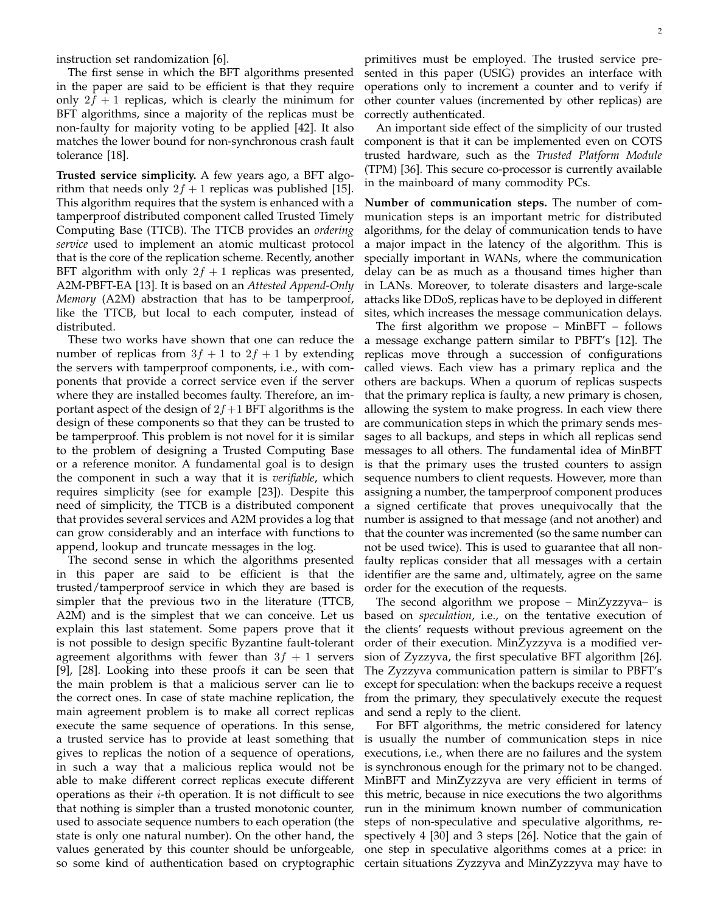instruction set randomization [6].

The first sense in which the BFT algorithms presented in the paper are said to be efficient is that they require only $2f+1$ replicas, which is clearly the minimum for BFT algorithms, since a majority of the replicas must be non-faulty for majority voting to be applied [42]. It also matches the lower bound for non-synchronous crash fault tolerance [18].

**Trusted service simplicity.** A few years ago, a BFT algorithm that needs only $2f+1$ replicas was published [15]. This algorithm requires that the system is enhanced with a tamperproof distributed component called Trusted Timely Computing Base (TTCB). The TTCB provides an *ordering service* used to implement an atomic multicast protocol that is the core of the replication scheme. Recently, another BFT algorithm with only $2f+1$ replicas was presented, A2M-PBFT-EA [13]. It is based on an *Attested Append-Only Memory* (A2M) abstraction that has to be tamperproof, like the TTCB, but local to each computer, instead of distributed.

These two works have shown that one can reduce the number of replicas from $3f+1$ to $2f+1$ by extending the servers with tamperproof components, i.e., with components that provide a correct service even if the server where they are installed becomes faulty. Therefore, an important aspect of the design of $2f+1$ BFT algorithms is the design of these components so that they can be trusted to be tamperproof. This problem is not novel for it is similar to the problem of designing a Trusted Computing Base or a reference monitor. A fundamental goal is to design the component in such a way that it is *verifiable*, which requires simplicity (see for example [23]). Despite this need of simplicity, the TTCB is a distributed component that provides several services and A2M provides a log that can grow considerably and an interface with functions to append, lookup and truncate messages in the log.

The second sense in which the algorithms presented in this paper are said to be efficient is that the trusted/tamperproof service in which they are based is simpler that the previous two in the literature (TTCB, A2M) and is the simplest that we can conceive. Let us explain this last statement. Some papers prove that it is not possible to design specific Byzantine fault-tolerant agreement algorithms with fewer than $3f+1$ servers [9], [28]. Looking into these proofs it can be seen that the main problem is that a malicious server can lie to the correct ones. In case of state machine replication, the main agreement problem is to make all correct replicas execute the same sequence of operations. In this sense, a trusted service has to provide at least something that gives to replicas the notion of a sequence of operations, in such a way that a malicious replica would not be able to make different correct replicas execute different operations as their $i$-th operation. It is not difficult to see that nothing is simpler than a trusted monotonic counter, used to associate sequence numbers to each operation (the state is only one natural number). On the other hand, the values generated by this counter should be unforgeable, so some kind of authentication based on cryptographic primitives must be employed. The trusted service presented in this paper (USIG) provides an interface with operations only to increment a counter and to verify if other counter values (incremented by other replicas) are correctly authenticated.

An important side effect of the simplicity of our trusted component is that it can be implemented even on COTS trusted hardware, such as the *Trusted Platform Module* (TPM) [36]. This secure co-processor is currently available in the mainboard of many commodity PCs.

**Number of communication steps.** The number of communication steps is an important metric for distributed algorithms, for the delay of communication tends to have a major impact in the latency of the algorithm. This is specially important in WANs, where the communication delay can be as much as a thousand times higher than in LANs. Moreover, to tolerate disasters and large-scale attacks like DDoS, replicas have to be deployed in different sites, which increases the message communication delays.

The first algorithm we propose – MinBFT – follows a message exchange pattern similar to PBFT's [12]. The replicas move through a succession of configurations called views. Each view has a primary replica and the others are backups. When a quorum of replicas suspects that the primary replica is faulty, a new primary is chosen, allowing the system to make progress. In each view there are communication steps in which the primary sends messages to all backups, and steps in which all replicas send messages to all others. The fundamental idea of MinBFT is that the primary uses the trusted counters to assign sequence numbers to client requests. However, more than assigning a number, the tamperproof component produces a signed certificate that proves unequivocally that the number is assigned to that message (and not another) and that the counter was incremented (so the same number can not be used twice). This is used to guarantee that all non-faulty replicas consider that all messages with a certain identifier are the same and, ultimately, agree on the same order for the execution of the requests.

The second algorithm we propose – MinZyzzyva– is based on *speculation*, i.e., on the tentative execution of the clients' requests without previous agreement on the order of their execution. MinZyzzyva is a modified version of Zyzzyva, the first speculative BFT algorithm [26]. The Zyzzyva communication pattern is similar to PBFT's except for speculation: when the backups receive a request from the primary, they speculatively execute the request and send a reply to the client.

For BFT algorithms, the metric considered for latency is usually the number of communication steps in nice executions, i.e., when there are no failures and the system is synchronous enough for the primary not to be changed. MinBFT and MinZyzzyva are very efficient in terms of this metric, because in nice executions the two algorithms run in the minimum known number of communication steps of non-speculative and speculative algorithms, respectively 4 [30] and 3 steps [26]. Notice that the gain of one step in speculative algorithms comes at a price: in certain situations Zyzzyva and MinZyzzyva may have to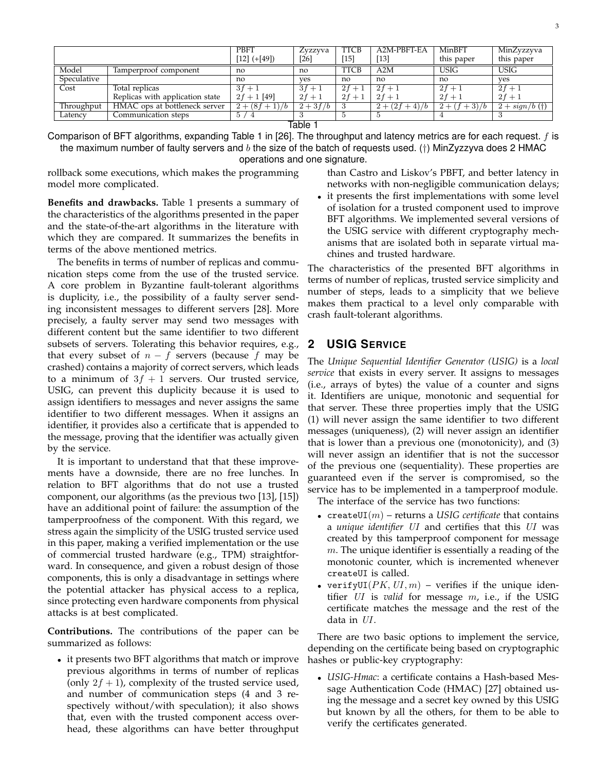| | | PBFT [12] (+[49]) | Zyzzyva [26] | TTCB [15] | A2M-PBFT-EA [13] | MinBFT this paper | MinZyzzyva this paper |
|---|---|---|---|---|---|---|---|
| Model | Tamperproof component | no | no | TTCB | A2M | USIG | USIG |
| Speculative | | no | yes | no | no | no | yes |
| Cost | Total replicas | $3f+1$ | $3f+1$ | $2f+1$ | $2f+1$ | $2f+1$ | $2f+1$ |
| | Replicas with application state | $2f+1$ [49] | $2f+1$ | $2f+1$ | $2f+1$ | $2f+1$ | $2f+1$ |
| Throughput | HMAC ops at bottleneck server | $2+(8f+1)/b$ | $2+3f/b$ | 3 | $2+(2f+4)/b$ | $2+(f+3)/b$ | $2+sign/b$ (†) |
| Latency | Communication steps | 5 / 4 | 3 | 5 | 5 | 4 | 3 |

Table 1

Comparison of BFT algorithms, expanding Table 1 in [26]. The throughput and latency metrics are for each request. $f$ is the maximum number of faulty servers and $b$ the size of the batch of requests used. (†) MinZyzzyva does 2 HMAC operations and one signature.

rollback some executions, which makes the programming model more complicated.

**Benefits and drawbacks.** Table 1 presents a summary of the characteristics of the algorithms presented in the paper and the state-of-the-art algorithms in the literature with which they are compared. It summarizes the benefits in terms of the above mentioned metrics.

The benefits in terms of number of replicas and communication steps come from the use of the trusted service. A core problem in Byzantine fault-tolerant algorithms is duplicity, i.e., the possibility of a faulty server sending inconsistent messages to different servers [28]. More precisely, a faulty server may send two messages with different content but the same identifier to two different subsets of servers. Tolerating this behavior requires, e.g., that every subset of $n-f$ servers (because $f$ may be crashed) contains a majority of correct servers, which leads to a minimum of $3f+1$ servers. Our trusted service, USIG, can prevent this duplicity because it is used to assign identifiers to messages and never assigns the same identifier to two different messages. When it assigns an identifier, it provides also a certificate that is appended to the message, proving that the identifier was actually given by the service.

It is important to understand that that these improvements have a downside, there are no free lunches. In relation to BFT algorithms that do not use a trusted component, our algorithms (as the previous two [13], [15]) have an additional point of failure: the assumption of the tamperproofness of the component. With this regard, we stress again the simplicity of the USIG trusted service used in this paper, making a verified implementation or the use of commercial trusted hardware (e.g., TPM) straightforward. In consequence, and given a robust design of those components, this is only a disadvantage in settings where the potential attacker has physical access to a replica, since protecting even hardware components from physical attacks is at best complicated.

**Contributions.** The contributions of the paper can be summarized as follows:

- it presents two BFT algorithms that match or improve previous algorithms in terms of number of replicas (only $2f+1$), complexity of the trusted service used, and number of communication steps (4 and 3 respectively without/with speculation); it also shows that, even with the trusted component access overhead, these algorithms can have better throughput than Castro and Liskov's PBFT, and better latency in networks with non-negligible communication delays;
- it presents the first implementations with some level of isolation for a trusted component used to improve BFT algorithms. We implemented several versions of the USIG service with different cryptography mechanisms that are isolated both in separate virtual machines and trusted hardware.

The characteristics of the presented BFT algorithms in terms of number of replicas, trusted service simplicity and number of steps, leads to a simplicity that we believe makes them practical to a level only comparable with crash fault-tolerant algorithms.

## 2 USIG SERVICE

The *Unique Sequential Identifier Generator (USIG)* is a *local service* that exists in every server. It assigns to messages (i.e., arrays of bytes) the value of a counter and signs it. Identifiers are unique, monotonic and sequential for that server. These three properties imply that the USIG (1) will never assign the same identifier to two different messages (uniqueness), (2) will never assign an identifier that is lower than a previous one (monotonicity), and (3) will never assign an identifier that is not the successor of the previous one (sequentiality). These properties are guaranteed even if the server is compromised, so the service has to be implemented in a tamperproof module.

The interface of the service has two functions:

- `createUI`$(m)$ – returns a *USIG certificate* that contains a *unique identifier* $UI$ and certifies that this $UI$ was created by this tamperproof component for message $m$. The unique identifier is essentially a reading of the monotonic counter, which is incremented whenever `createUI` is called.
- `verifyUI`$(PK, UI, m)$ – verifies if the unique identifier $UI$ is *valid* for message $m$, i.e., if the USIG certificate matches the message and the rest of the data in $UI$.

There are two basic options to implement the service, depending on the certificate being based on cryptographic hashes or public-key cryptography:

- *USIG-Hmac*: a certificate contains a Hash-based Message Authentication Code (HMAC) [27] obtained using the message and a secret key owned by this USIG but known by all the others, for them to be able to verify the certificates generated.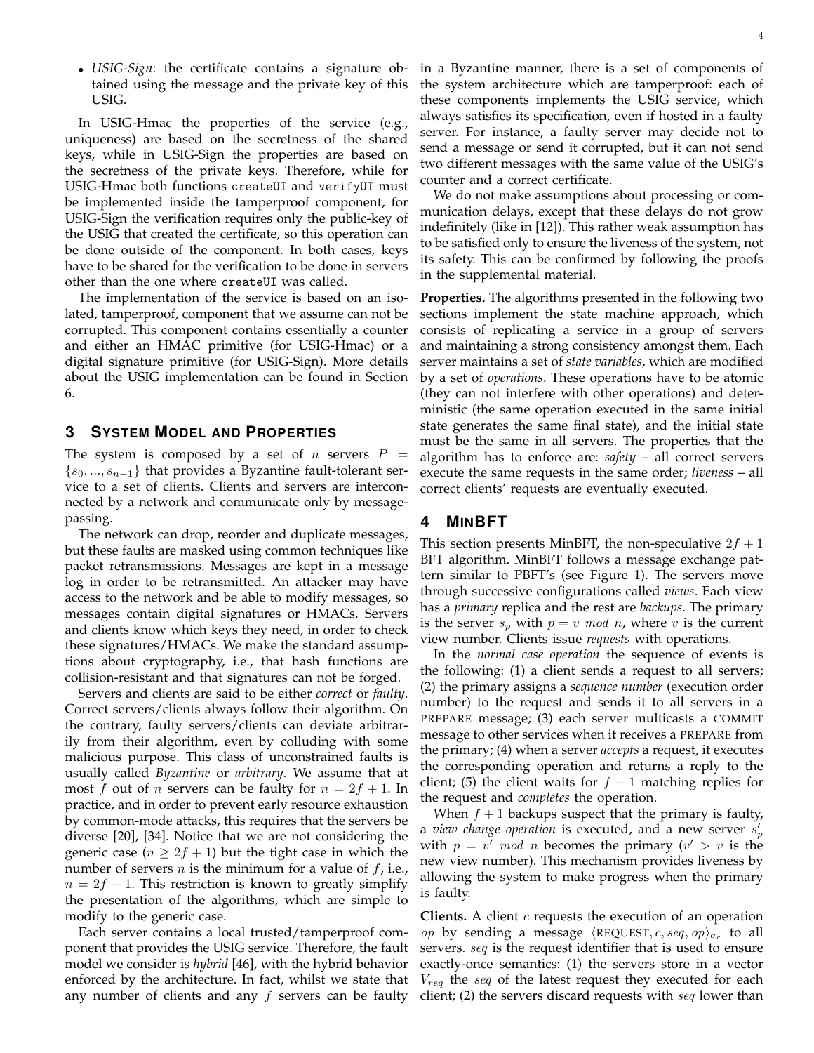- *USIG-Sign*: the certificate contains a signature obtained using the message and the private key of this USIG.

In USIG-Hmac the properties of the service (e.g., uniqueness) are based on the secretness of the shared keys, while in USIG-Sign the properties are based on the secretness of the private keys. Therefore, while for USIG-Hmac both functions `createUI` and `verifyUI` must be implemented inside the tamperproof component, for USIG-Sign the verification requires only the public-key of the USIG that created the certificate, so this operation can be done outside of the component. In both cases, keys have to be shared for the verification to be done in servers other than the one where `createUI` was called.

The implementation of the service is based on an isolated, tamperproof, component that we assume can not be corrupted. This component contains essentially a counter and either an HMAC primitive (for USIG-Hmac) or a digital signature primitive (for USIG-Sign). More details about the USIG implementation can be found in Section 6.

## 3 System Model and Properties

The system is composed by a set of $n$ servers $P = \{s_0, ..., s_{n-1}\}$ that provides a Byzantine fault-tolerant service to a set of clients. Clients and servers are interconnected by a network and communicate only by message-passing.

The network can drop, reorder and duplicate messages, but these faults are masked using common techniques like packet retransmissions. Messages are kept in a message log in order to be retransmitted. An attacker may have access to the network and be able to modify messages, so messages contain digital signatures or HMACs. Servers and clients know which keys they need, in order to check these signatures/HMACs. We make the standard assumptions about cryptography, i.e., that hash functions are collision-resistant and that signatures can not be forged.

Servers and clients are said to be either *correct* or *faulty*. Correct servers/clients always follow their algorithm. On the contrary, faulty servers/clients can deviate arbitrarily from their algorithm, even by colluding with some malicious purpose. This class of unconstrained faults is usually called *Byzantine* or *arbitrary*. We assume that at most $f$ out of $n$ servers can be faulty for $n = 2f + 1$. In practice, and in order to prevent early resource exhaustion by common-mode attacks, this requires that the servers be diverse [20], [34]. Notice that we are not considering the generic case ($n \geq 2f + 1$) but the tight case in which the number of servers $n$ is the minimum for a value of $f$, i.e., $n = 2f + 1$. This restriction is known to greatly simplify the presentation of the algorithms, which are simple to modify to the generic case.

Each server contains a local trusted/tamperproof component that provides the USIG service. Therefore, the fault model we consider is *hybrid* [46], with the hybrid behavior enforced by the architecture. In fact, whilst we state that any number of clients and any $f$ servers can be faulty in a Byzantine manner, there is a set of components of the system architecture which are tamperproof: each of these components implements the USIG service, which always satisfies its specification, even if hosted in a faulty server. For instance, a faulty server may decide not to send a message or send it corrupted, but it can not send two different messages with the same value of the USIG's counter and a correct certificate.

We do not make assumptions about processing or communication delays, except that these delays do not grow indefinitely (like in [12]). This rather weak assumption has to be satisfied only to ensure the liveness of the system, not its safety. This can be confirmed by following the proofs in the supplemental material.

**Properties.** The algorithms presented in the following two sections implement the state machine approach, which consists of replicating a service in a group of servers and maintaining a strong consistency amongst them. Each server maintains a set of *state variables*, which are modified by a set of *operations*. These operations have to be atomic (they can not interfere with other operations) and deterministic (the same operation executed in the same initial state generates the same final state), and the initial state must be the same in all servers. The properties that the algorithm has to enforce are: *safety* – all correct servers execute the same requests in the same order; *liveness* – all correct clients' requests are eventually executed.

## 4 MinBFT

This section presents MinBFT, the non-speculative $2f + 1$ BFT algorithm. MinBFT follows a message exchange pattern similar to PBFT's (see Figure 1). The servers move through successive configurations called *views*. Each view has a *primary* replica and the rest are *backups*. The primary is the server $s_p$ with $p = v \ mod \ n$, where $v$ is the current view number. Clients issue *requests* with operations.

In the *normal case operation* the sequence of events is the following: (1) a client sends a request to all servers; (2) the primary assigns a *sequence number* (execution order number) to the request and sends it to all servers in a PREPARE message; (3) each server multicasts a COMMIT message to other services when it receives a PREPARE from the primary; (4) when a server *accepts* a request, it executes the corresponding operation and returns a reply to the client; (5) the client waits for $f + 1$ matching replies for the request and *completes* the operation.

When $f + 1$ backups suspect that the primary is faulty, a *view change operation* is executed, and a new server $s'_p$ with $p = v' \ mod \ n$ becomes the primary ($v' > v$ is the new view number). This mechanism provides liveness by allowing the system to make progress when the primary is faulty.

**Clients.** A client $c$ requests the execution of an operation $op$ by sending a message $\langle \text{REQUEST}, c, seq, op \rangle_{\sigma_c}$ to all servers. $seq$ is the request identifier that is used to ensure exactly-once semantics: (1) the servers store in a vector $V_{req}$ the $seq$ of the latest request they executed for each client; (2) the servers discard requests with $seq$ lower than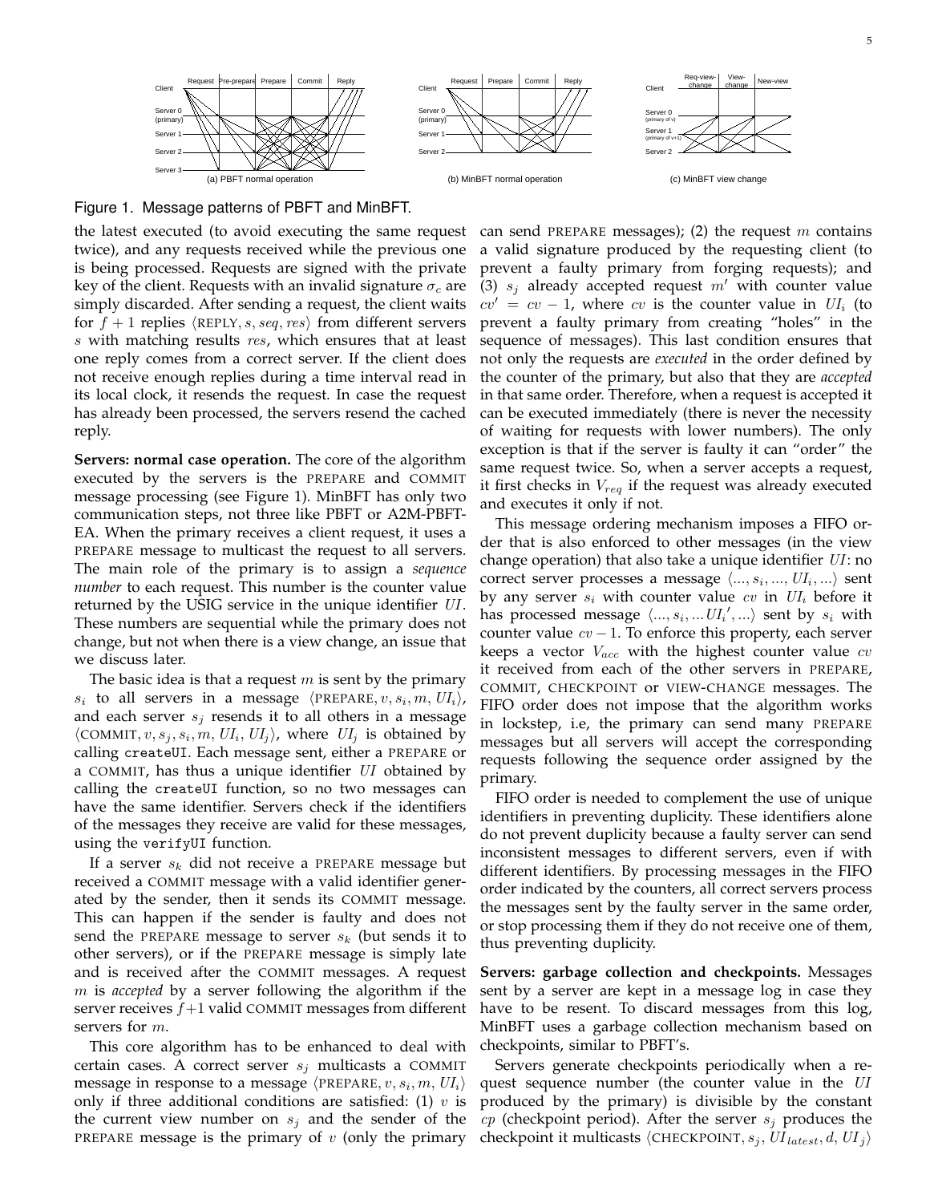Figure 1. Message patterns of PBFT and MinBFT.

the latest executed (to avoid executing the same request twice), and any requests received while the previous one is being processed. Requests are signed with the private key of the client. Requests with an invalid signature $\sigma_c$ are simply discarded. After sending a request, the client waits for $f+1$ replies $\langle \text{REPLY}, s, seq, res \rangle$ from different servers $s$ with matching results $res$, which ensures that at least one reply comes from a correct server. If the client does not receive enough replies during a time interval read in its local clock, it resends the request. In case the request has already been processed, the servers resend the cached reply.

**Servers: normal case operation.** The core of the algorithm executed by the servers is the PREPARE and COMMIT message processing (see Figure 1). MinBFT has only two communication steps, not three like PBFT or A2M-PBFT-EA. When the primary receives a client request, it uses a PREPARE message to multicast the request to all servers. The main role of the primary is to assign a *sequence number* to each request. This number is the counter value returned by the USIG service in the unique identifier $UI$. These numbers are sequential while the primary does not change, but not when there is a view change, an issue that we discuss later.

The basic idea is that a request $m$ is sent by the primary $s_i$ to all servers in a message $\langle \text{PREPARE}, v, s_i, m, UI_i \rangle$, and each server $s_j$ resends it to all others in a message $\langle \text{COMMIT}, v, s_j, s_i, m, UI_i, UI_j \rangle$, where $UI_j$ is obtained by calling `createUI`. Each message sent, either a PREPARE or a COMMIT, has thus a unique identifier $UI$ obtained by calling the `createUI` function, so no two messages can have the same identifier. Servers check if the identifiers of the messages they receive are valid for these messages, using the `verifyUI` function.

If a server $s_k$ did not receive a PREPARE message but received a COMMIT message with a valid identifier generated by the sender, then it sends its COMMIT message. This can happen if the sender is faulty and does not send the PREPARE message to server $s_k$ (but sends it to other servers), or if the PREPARE message is simply late and is received after the COMMIT messages. A request $m$ is *accepted* by a server following the algorithm if the server receives $f+1$ valid COMMIT messages from different servers for $m$.

This core algorithm has to be enhanced to deal with certain cases. A correct server $s_j$ multicasts a COMMIT message in response to a message $\langle \text{PREPARE}, v, s_i, m, UI_i \rangle$ only if three additional conditions are satisfied: (1) $v$ is the current view number on $s_j$ and the sender of the PREPARE message is the primary of $v$ (only the primary can send PREPARE messages); (2) the request $m$ contains a valid signature produced by the requesting client (to prevent a faulty primary from forging requests); and (3) $s_j$ already accepted request $m'$ with counter value $cv' = cv - 1$, where $cv$ is the counter value in $UI_i$ (to prevent a faulty primary from creating "holes" in the sequence of messages). This last condition ensures that not only the requests are *executed* in the order defined by the counter of the primary, but also that they are *accepted* in that same order. Therefore, when a request is accepted it can be executed immediately (there is never the necessity of waiting for requests with lower numbers). The only exception is that if the server is faulty it can "order" the same request twice. So, when a server accepts a request, it first checks in $V_{req}$ if the request was already executed and executes it only if not.

This message ordering mechanism imposes a FIFO order that is also enforced to other messages (in the view change operation) that also take a unique identifier $UI$: no correct server processes a message $\langle ..., s_i, ..., UI_i, ... \rangle$ sent by any server $s_i$ with counter value $cv$ in $UI_i$ before it has processed message $\langle ..., s_i, ... UI_i', ... \rangle$ sent by $s_i$ with counter value $cv - 1$. To enforce this property, each server keeps a vector $V_{acc}$ with the highest counter value $cv$ it received from each of the other servers in PREPARE, COMMIT, CHECKPOINT or VIEW-CHANGE messages. The FIFO order does not impose that the algorithm works in lockstep, i.e, the primary can send many PREPARE messages but all servers will accept the corresponding requests following the sequence order assigned by the primary.

FIFO order is needed to complement the use of unique identifiers in preventing duplicity. These identifiers alone do not prevent duplicity because a faulty server can send inconsistent messages to different servers, even if with different identifiers. By processing messages in the FIFO order indicated by the counters, all correct servers process the messages sent by the faulty server in the same order, or stop processing them if they do not receive one of them, thus preventing duplicity.

**Servers: garbage collection and checkpoints.** Messages sent by a server are kept in a message log in case they have to be resent. To discard messages from this log, MinBFT uses a garbage collection mechanism based on checkpoints, similar to PBFT's.

Servers generate checkpoints periodically when a request sequence number (the counter value in the $UI$ produced by the primary) is divisible by the constant $cp$ (checkpoint period). After the server $s_j$ produces the checkpoint it multicasts $\langle \text{CHECKPOINT}, s_j, UI_{latest}, d, UI_j \rangle$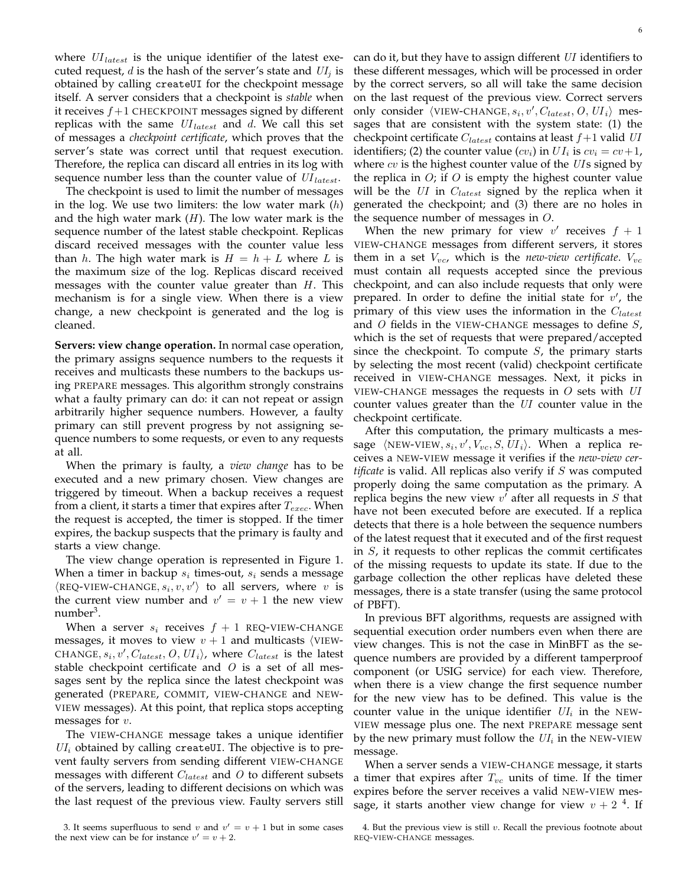where $UI_{latest}$ is the unique identifier of the latest executed request, $d$ is the hash of the server's state and $UI_j$ is obtained by calling `createUI` for the checkpoint message itself. A server considers that a checkpoint is *stable* when it receives $f+1$ CHECKPOINT messages signed by different replicas with the same $UI_{latest}$ and $d$. We call this set of messages a *checkpoint certificate*, which proves that the server's state was correct until that request execution. Therefore, the replica can discard all entries in its log with sequence number less than the counter value of $UI_{latest}$.

The checkpoint is used to limit the number of messages in the log. We use two limiters: the low water mark ($h$) and the high water mark ($H$). The low water mark is the sequence number of the latest stable checkpoint. Replicas discard received messages with the counter value less than $h$. The high water mark is $H = h + L$ where $L$ is the maximum size of the log. Replicas discard received messages with the counter value greater than $H$. This mechanism is for a single view. When there is a view change, a new checkpoint is generated and the log is cleaned.

**Servers: view change operation.** In normal case operation, the primary assigns sequence numbers to the requests it receives and multicasts these numbers to the backups using PREPARE messages. This algorithm strongly constrains what a faulty primary can do: it can not repeat or assign arbitrarily higher sequence numbers. However, a faulty primary can still prevent progress by not assigning sequence numbers to some requests, or even to any requests at all.

When the primary is faulty, a *view change* has to be executed and a new primary chosen. View changes are triggered by timeout. When a backup receives a request from a client, it starts a timer that expires after $T_{exec}$. When the request is accepted, the timer is stopped. If the timer expires, the backup suspects that the primary is faulty and starts a view change.

The view change operation is represented in Figure 1. When a timer in backup $s_i$ times-out, $s_i$ sends a message $\langle$REQ-VIEW-CHANGE$, s_i, v, v'\rangle$ to all servers, where $v$ is the current view number and $v' = v + 1$ the new view number[3].

When a server $s_i$ receives $f + 1$ REQ-VIEW-CHANGE messages, it moves to view $v + 1$ and multicasts $\langle$VIEW-CHANGE$, s_i, v', C_{latest}, O, UI_i\rangle$, where $C_{latest}$ is the latest stable checkpoint certificate and $O$ is a set of all messages sent by the replica since the latest checkpoint was generated (PREPARE, COMMIT, VIEW-CHANGE and NEW-VIEW messages). At this point, that replica stops accepting messages for $v$.

The VIEW-CHANGE message takes a unique identifier $UI_i$ obtained by calling `createUI`. The objective is to prevent faulty servers from sending different VIEW-CHANGE messages with different $C_{latest}$ and $O$ to different subsets of the servers, leading to different decisions on which was the last request of the previous view. Faulty servers still can do it, but they have to assign different $UI$ identifiers to these different messages, which will be processed in order by the correct servers, so all will take the same decision on the last request of the previous view. Correct servers only consider $\langle$VIEW-CHANGE$, s_i, v', C_{latest}, O, UI_i\rangle$ messages that are consistent with the system state: (1) the checkpoint certificate $C_{latest}$ contains at least $f+1$ valid $UI$ identifiers; (2) the counter value ($cv_i$) in $UI_i$ is $cv_i = cv+1$, where $cv$ is the highest counter value of the $UI$s signed by the replica in $O$; if $O$ is empty the highest counter value will be the $UI$ in $C_{latest}$ signed by the replica when it generated the checkpoint; and (3) there are no holes in the sequence number of messages in $O$.

When the new primary for view $v'$ receives $f + 1$ VIEW-CHANGE messages from different servers, it stores them in a set $V_{vc}$, which is the *new-view certificate*. $V_{vc}$ must contain all requests accepted since the previous checkpoint, and can also include requests that only were prepared. In order to define the initial state for $v'$, the primary of this view uses the information in the $C_{latest}$ and $O$ fields in the VIEW-CHANGE messages to define $S$, which is the set of requests that were prepared/accepted since the checkpoint. To compute $S$, the primary starts by selecting the most recent (valid) checkpoint certificate received in VIEW-CHANGE messages. Next, it picks in VIEW-CHANGE messages the requests in $O$ sets with $UI$ counter values greater than the $UI$ counter value in the checkpoint certificate.

After this computation, the primary multicasts a message $\langle$NEW-VIEW$, s_i, v', V_{vc}, S, UI_i\rangle$. When a replica receives a NEW-VIEW message it verifies if the *new-view certificate* is valid. All replicas also verify if $S$ was computed properly doing the same computation as the primary. A replica begins the new view $v'$ after all requests in $S$ that have not been executed before are executed. If a replica detects that there is a hole between the sequence numbers of the latest request that it executed and of the first request in $S$, it requests to other replicas the commit certificates of the missing requests to update its state. If due to the garbage collection the other replicas have deleted these messages, there is a state transfer (using the same protocol of PBFT).

In previous BFT algorithms, requests are assigned with sequential execution order numbers even when there are view changes. This is not the case in MinBFT as the sequence numbers are provided by a different tamperproof component (or USIG service) for each view. Therefore, when there is a view change the first sequence number for the new view has to be defined. This value is the counter value in the unique identifier $UI_i$ in the NEW-VIEW message plus one. The next PREPARE message sent by the new primary must follow the $UI_i$ in the NEW-VIEW message.

When a server sends a VIEW-CHANGE message, it starts a timer that expires after $T_{vc}$ units of time. If the timer expires before the server receives a valid NEW-VIEW message, it starts another view change for view $v + 2$ [4]. If

3. It seems superfluous to send $v$ and $v' = v + 1$ but in some cases the next view can be for instance $v' = v + 2$.

4. But the previous view is still $v$. Recall the previous footnote about REQ-VIEW-CHANGE messages.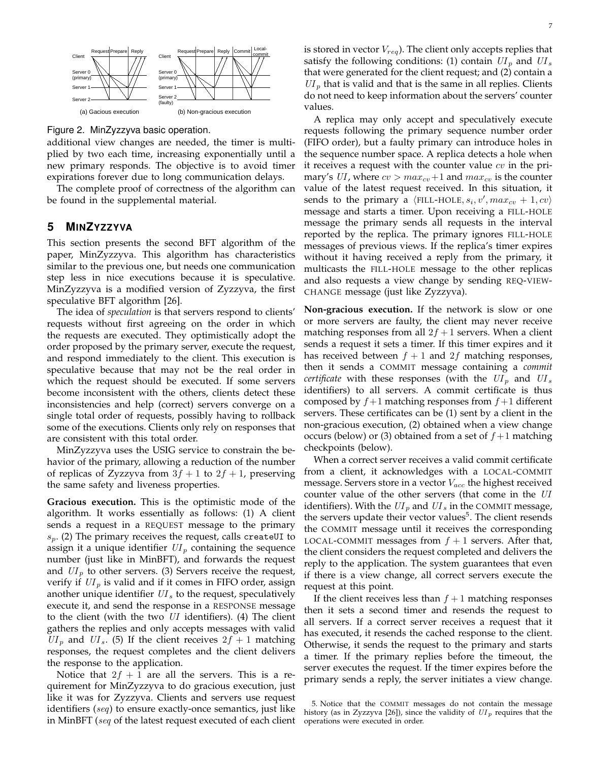Figure 2. MinZyzzyva basic operation.

additional view changes are needed, the timer is multiplied by two each time, increasing exponentially until a new primary responds. The objective is to avoid timer expirations forever due to long communication delays.

The complete proof of correctness of the algorithm can be found in the supplemental material.

## 5 MinZyzzyva

This section presents the second BFT algorithm of the paper, MinZyzzyva. This algorithm has characteristics similar to the previous one, but needs one communication step less in nice executions because it is speculative. MinZyzzyva is a modified version of Zyzzyva, the first speculative BFT algorithm [26].

The idea of *speculation* is that servers respond to clients' requests without first agreeing on the order in which the requests are executed. They optimistically adopt the order proposed by the primary server, execute the request, and respond immediately to the client. This execution is speculative because that may not be the real order in which the request should be executed. If some servers become inconsistent with the others, clients detect these inconsistencies and help (correct) servers converge on a single total order of requests, possibly having to rollback some of the executions. Clients only rely on responses that are consistent with this total order.

MinZyzzyva uses the USIG service to constrain the behavior of the primary, allowing a reduction of the number of replicas of Zyzzyva from $3f+1$ to $2f+1$, preserving the same safety and liveness properties.

**Gracious execution.** This is the optimistic mode of the algorithm. It works essentially as follows: (1) A client sends a request in a REQUEST message to the primary $s_p$. (2) The primary receives the request, calls `createUI` to assign it a unique identifier $UI_p$ containing the sequence number (just like in MinBFT), and forwards the request and $UI_p$ to other servers. (3) Servers receive the request, verify if $UI_p$ is valid and if it comes in FIFO order, assign another unique identifier $UI_s$ to the request, speculatively execute it, and send the response in a RESPONSE message to the client (with the two $UI$ identifiers). (4) The client gathers the replies and only accepts messages with valid $UI_p$ and $UI_s$. (5) If the client receives $2f+1$ matching responses, the request completes and the client delivers the response to the application.

Notice that $2f+1$ are all the servers. This is a requirement for MinZyzzyva to do gracious execution, just like it was for Zyzzyva. Clients and servers use request identifiers ($seq$) to ensure exactly-once semantics, just like in MinBFT ($seq$ of the latest request executed of each client is stored in vector $V_{req}$). The client only accepts replies that satisfy the following conditions: (1) contain $UI_p$ and $UI_s$ that were generated for the client request; and (2) contain a $UI_p$ that is valid and that is the same in all replies. Clients do not need to keep information about the servers' counter values.

A replica may only accept and speculatively execute requests following the primary sequence number order (FIFO order), but a faulty primary can introduce holes in the sequence number space. A replica detects a hole when it receives a request with the counter value $cv$ in the primary's $UI$, where $cv > max_{cv}+1$ and $max_{cv}$ is the counter value of the latest request received. In this situation, it sends to the primary a $\langle \text{FILL-HOLE}, s_i, v', max_{cv}+1, cv\rangle$ message and starts a timer. Upon receiving a FILL-HOLE message the primary sends all requests in the interval reported by the replica. The primary ignores FILL-HOLE messages of previous views. If the replica's timer expires without it having received a reply from the primary, it multicasts the FILL-HOLE message to the other replicas and also requests a view change by sending REQ-VIEW-CHANGE message (just like Zyzzyva).

**Non-gracious execution.** If the network is slow or one or more servers are faulty, the client may never receive matching responses from all $2f+1$ servers. When a client sends a request it sets a timer. If this timer expires and it has received between $f+1$ and $2f$ matching responses, then it sends a COMMIT message containing a *commit certificate* with these responses (with the $UI_p$ and $UI_s$ identifiers) to all servers. A commit certificate is thus composed by $f+1$ matching responses from $f+1$ different servers. These certificates can be (1) sent by a client in the non-gracious execution, (2) obtained when a view change occurs (below) or (3) obtained from a set of $f+1$ matching checkpoints (below).

When a correct server receives a valid commit certificate from a client, it acknowledges with a LOCAL-COMMIT message. Servers store in a vector $V_{acc}$ the highest received counter value of the other servers (that come in the $UI$ identifiers). With the $UI_p$ and $UI_s$ in the COMMIT message, the servers update their vector values[5]. The client resends the COMMIT message until it receives the corresponding LOCAL-COMMIT messages from $f+1$ servers. After that, the client considers the request completed and delivers the reply to the application. The system guarantees that even if there is a view change, all correct servers execute the request at this point.

If the client receives less than $f+1$ matching responses then it sets a second timer and resends the request to all servers. If a correct server receives a request that it has executed, it resends the cached response to the client. Otherwise, it sends the request to the primary and starts a timer. If the primary replies before the timeout, the server executes the request. If the timer expires before the primary sends a reply, the server initiates a view change.

5. Notice that the COMMIT messages do not contain the message history (as in Zyzzyva [26]), since the validity of $UI_p$ requires that the operations were executed in order.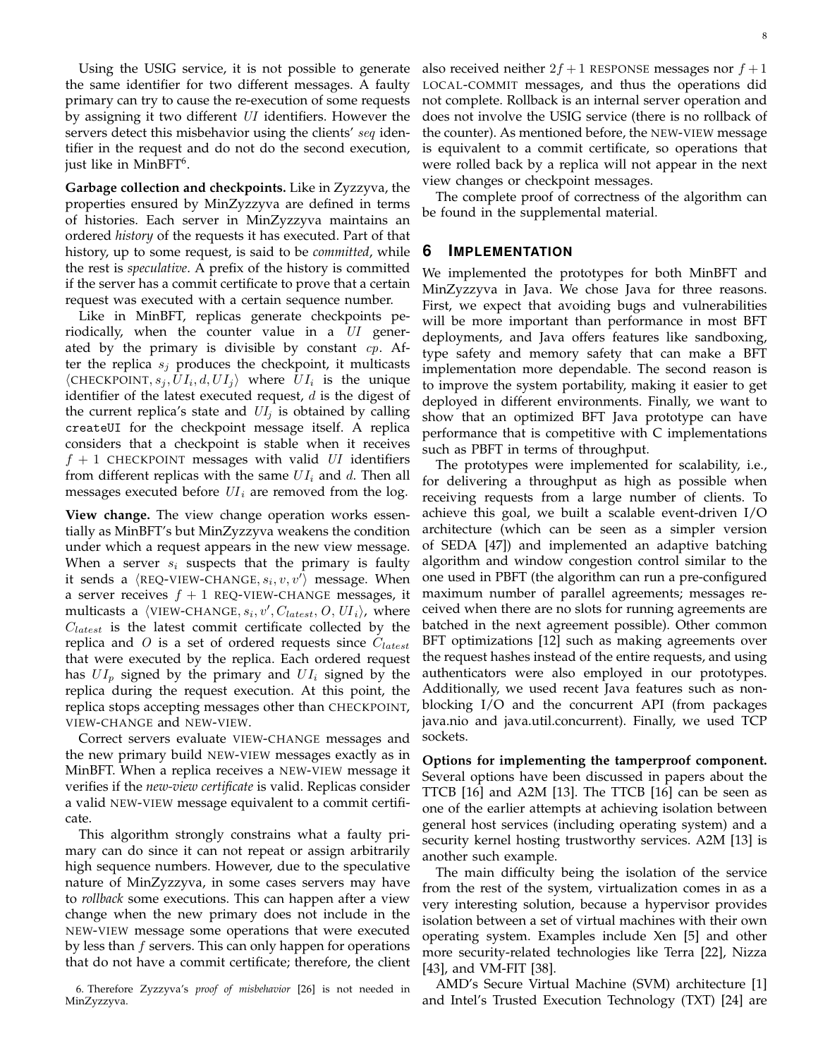Using the USIG service, it is not possible to generate the same identifier for two different messages. A faulty primary can try to cause the re-execution of some requests by assigning it two different $UI$ identifiers. However the servers detect this misbehavior using the clients' $seq$ identifier in the request and do not do the second execution, just like in MinBFT[6].

**Garbage collection and checkpoints.** Like in Zyzzyva, the properties ensured by MinZyzzyva are defined in terms of histories. Each server in MinZyzzyva maintains an ordered *history* of the requests it has executed. Part of that history, up to some request, is said to be *committed*, while the rest is *speculative*. A prefix of the history is committed if the server has a commit certificate to prove that a certain request was executed with a certain sequence number.

Like in MinBFT, replicas generate checkpoints periodically, when the counter value in a $UI$ generated by the primary is divisible by constant $cp$. After the replica $s_j$ produces the checkpoint, it multicasts $\langle \text{CHECKPOINT}, s_j, UI_i, d, UI_j \rangle$ where $UI_i$ is the unique identifier of the latest executed request, $d$ is the digest of the current replica's state and $UI_j$ is obtained by calling `createUI` for the checkpoint message itself. A replica considers that a checkpoint is stable when it receives $f+1$ CHECKPOINT messages with valid $UI$ identifiers from different replicas with the same $UI_i$ and $d$. Then all messages executed before $UI_i$ are removed from the log.

**View change.** The view change operation works essentially as MinBFT's but MinZyzzyva weakens the condition under which a request appears in the new view message. When a server $s_i$ suspects that the primary is faulty it sends a $\langle \text{REQ-VIEW-CHANGE}, s_i, v, v' \rangle$ message. When a server receives $f+1$ REQ-VIEW-CHANGE messages, it multicasts a $\langle \text{VIEW-CHANGE}, s_i, v', C_{latest}, O, UI_i \rangle$, where $C_{latest}$ is the latest commit certificate collected by the replica and $O$ is a set of ordered requests since $C_{latest}$ that were executed by the replica. Each ordered request has $UI_p$ signed by the primary and $UI_i$ signed by the replica during the request execution. At this point, the replica stops accepting messages other than CHECKPOINT, VIEW-CHANGE and NEW-VIEW.

Correct servers evaluate VIEW-CHANGE messages and the new primary build NEW-VIEW messages exactly as in MinBFT. When a replica receives a NEW-VIEW message it verifies if the *new-view certificate* is valid. Replicas consider a valid NEW-VIEW message equivalent to a commit certificate.

This algorithm strongly constrains what a faulty primary can do since it can not repeat or assign arbitrarily high sequence numbers. However, due to the speculative nature of MinZyzzyva, in some cases servers may have to *rollback* some executions. This can happen after a view change when the new primary does not include in the NEW-VIEW message some operations that were executed by less than $f$ servers. This can only happen for operations that do not have a commit certificate; therefore, the client also received neither $2f+1$ RESPONSE messages nor $f+1$ LOCAL-COMMIT messages, and thus the operations did not complete. Rollback is an internal server operation and does not involve the USIG service (there is no rollback of the counter). As mentioned before, the NEW-VIEW message is equivalent to a commit certificate, so operations that were rolled back by a replica will not appear in the next view changes or checkpoint messages.

The complete proof of correctness of the algorithm can be found in the supplemental material.

6. Therefore Zyzzyva's *proof of misbehavior* [26] is not needed in MinZyzzyva.

## 6 IMPLEMENTATION

We implemented the prototypes for both MinBFT and MinZyzzyva in Java. We chose Java for three reasons. First, we expect that avoiding bugs and vulnerabilities will be more important than performance in most BFT deployments, and Java offers features like sandboxing, type safety and memory safety that can make a BFT implementation more dependable. The second reason is to improve the system portability, making it easier to get deployed in different environments. Finally, we want to show that an optimized BFT Java prototype can have performance that is competitive with C implementations such as PBFT in terms of throughput.

The prototypes were implemented for scalability, i.e., for delivering a throughput as high as possible when receiving requests from a large number of clients. To achieve this goal, we built a scalable event-driven I/O architecture (which can be seen as a simpler version of SEDA [47]) and implemented an adaptive batching algorithm and window congestion control similar to the one used in PBFT (the algorithm can run a pre-configured maximum number of parallel agreements; messages received when there are no slots for running agreements are batched in the next agreement possible). Other common BFT optimizations [12] such as making agreements over the request hashes instead of the entire requests, and using authenticators were also employed in our prototypes. Additionally, we used recent Java features such as non-blocking I/O and the concurrent API (from packages java.nio and java.util.concurrent). Finally, we used TCP sockets.

**Options for implementing the tamperproof component.** Several options have been discussed in papers about the TTCB [16] and A2M [13]. The TTCB [16] can be seen as one of the earlier attempts at achieving isolation between general host services (including operating system) and a security kernel hosting trustworthy services. A2M [13] is another such example.

The main difficulty being the isolation of the service from the rest of the system, virtualization comes in as a very interesting solution, because a hypervisor provides isolation between a set of virtual machines with their own operating system. Examples include Xen [5] and other more security-related technologies like Terra [22], Nizza [43], and VM-FIT [38].

AMD's Secure Virtual Machine (SVM) architecture [1] and Intel's Trusted Execution Technology (TXT) [24] are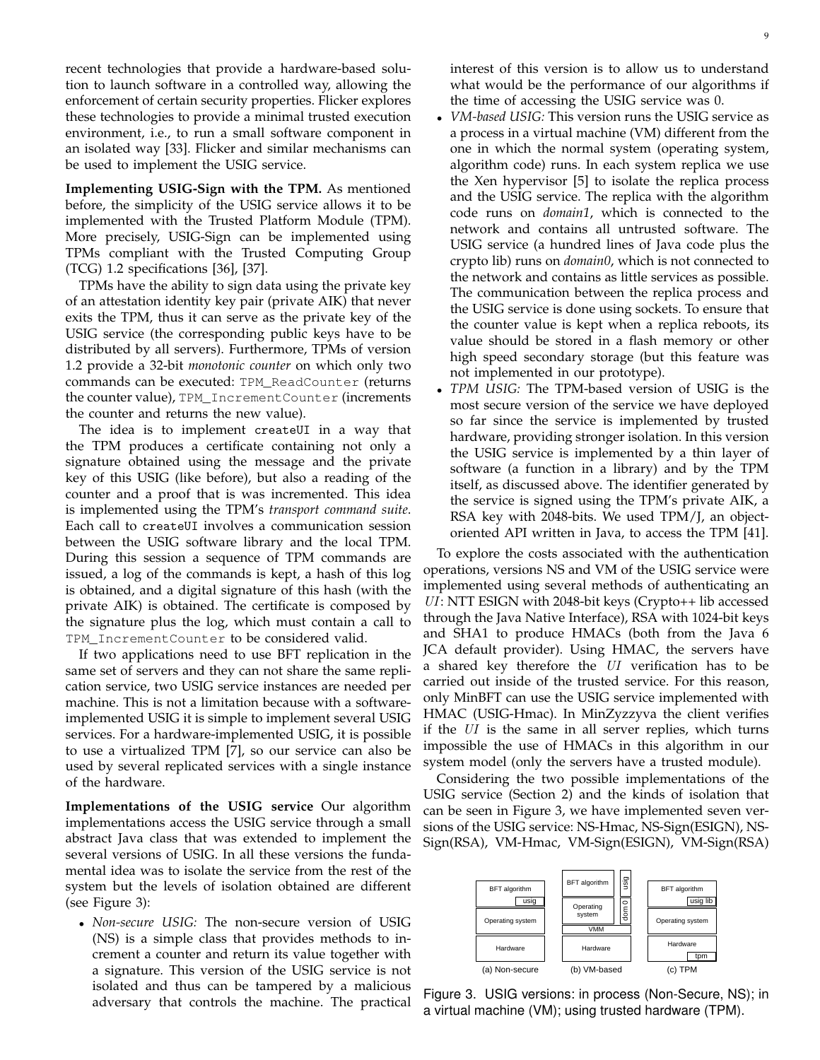recent technologies that provide a hardware-based solution to launch software in a controlled way, allowing the enforcement of certain security properties. Flicker explores these technologies to provide a minimal trusted execution environment, i.e., to run a small software component in an isolated way [33]. Flicker and similar mechanisms can be used to implement the USIG service.

**Implementing USIG-Sign with the TPM.** As mentioned before, the simplicity of the USIG service allows it to be implemented with the Trusted Platform Module (TPM). More precisely, USIG-Sign can be implemented using TPMs compliant with the Trusted Computing Group (TCG) 1.2 specifications [36], [37].

TPMs have the ability to sign data using the private key of an attestation identity key pair (private AIK) that never exits the TPM, thus it can serve as the private key of the USIG service (the corresponding public keys have to be distributed by all servers). Furthermore, TPMs of version 1.2 provide a 32-bit *monotonic counter* on which only two commands can be executed: `TPM_ReadCounter` (returns the counter value), `TPM_IncrementCounter` (increments the counter and returns the new value).

The idea is to implement `createUI` in a way that the TPM produces a certificate containing not only a signature obtained using the message and the private key of this USIG (like before), but also a reading of the counter and a proof that is was incremented. This idea is implemented using the TPM's *transport command suite*. Each call to `createUI` involves a communication session between the USIG software library and the local TPM. During this session a sequence of TPM commands are issued, a log of the commands is kept, a hash of this log is obtained, and a digital signature of this hash (with the private AIK) is obtained. The certificate is composed by the signature plus the log, which must contain a call to `TPM_IncrementCounter` to be considered valid.

If two applications need to use BFT replication in the same set of servers and they can not share the same replication service, two USIG service instances are needed per machine. This is not a limitation because with a software-implemented USIG it is simple to implement several USIG services. For a hardware-implemented USIG, it is possible to use a virtualized TPM [7], so our service can also be used by several replicated services with a single instance of the hardware.

**Implementations of the USIG service** Our algorithm implementations access the USIG service through a small abstract Java class that was extended to implement the several versions of USIG. In all these versions the fundamental idea was to isolate the service from the rest of the system but the levels of isolation obtained are different (see Figure 3):

- *Non-secure USIG:* The non-secure version of USIG (NS) is a simple class that provides methods to increment a counter and return its value together with a signature. This version of the USIG service is not isolated and thus can be tampered by a malicious adversary that controls the machine. The practical interest of this version is to allow us to understand what would be the performance of our algorithms if the time of accessing the USIG service was 0.
- *VM-based USIG:* This version runs the USIG service as a process in a virtual machine (VM) different from the one in which the normal system (operating system, algorithm code) runs. In each system replica we use the Xen hypervisor [5] to isolate the replica process and the USIG service. The replica with the algorithm code runs on *domain1*, which is connected to the network and contains all untrusted software. The USIG service (a hundred lines of Java code plus the crypto lib) runs on *domain0*, which is not connected to the network and contains as little services as possible. The communication between the replica process and the USIG service is done using sockets. To ensure that the counter value is kept when a replica reboots, its value should be stored in a flash memory or other high speed secondary storage (but this feature was not implemented in our prototype).
- *TPM USIG:* The TPM-based version of USIG is the most secure version of the service we have deployed so far since the service is implemented by trusted hardware, providing stronger isolation. In this version the USIG service is implemented by a thin layer of software (a function in a library) and by the TPM itself, as discussed above. The identifier generated by the service is signed using the TPM's private AIK, a RSA key with 2048-bits. We used TPM/J, an object-oriented API written in Java, to access the TPM [41].

To explore the costs associated with the authentication operations, versions NS and VM of the USIG service were implemented using several methods of authenticating an $UI$: NTT ESIGN with 2048-bit keys (Crypto++ lib accessed through the Java Native Interface), RSA with 1024-bit keys and SHA1 to produce HMACs (both from the Java 6 JCA default provider). Using HMAC, the servers have a shared key therefore the $UI$ verification has to be carried out inside of the trusted service. For this reason, only MinBFT can use the USIG service implemented with HMAC (USIG-Hmac). In MinZyzzyva the client verifies if the $UI$ is the same in all server replies, which turns impossible the use of HMACs in this algorithm in our system model (only the servers have a trusted module).

Considering the two possible implementations of the USIG service (Section 2) and the kinds of isolation that can be seen in Figure 3, we have implemented seven versions of the USIG service: NS-Hmac, NS-Sign(ESIGN), NS-Sign(RSA), VM-Hmac, VM-Sign(ESIGN), VM-Sign(RSA)

Figure 3. USIG versions: in process (Non-Secure, NS); in a virtual machine (VM); using trusted hardware (TPM).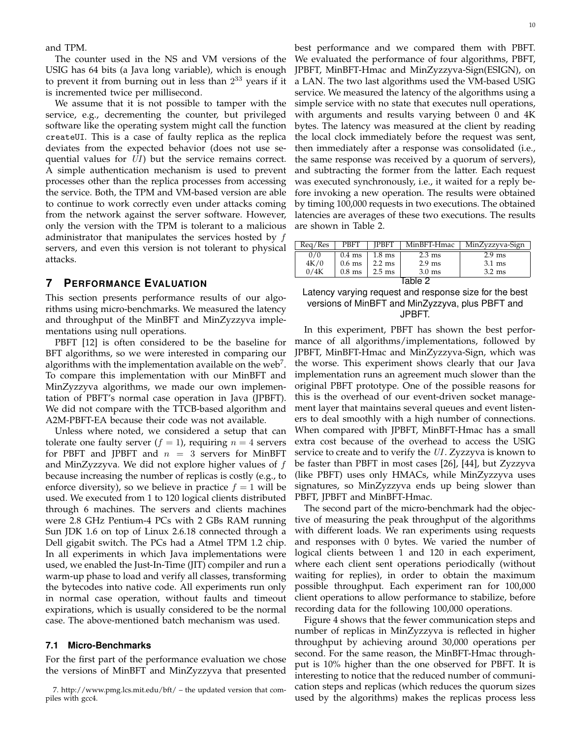and TPM.

The counter used in the NS and VM versions of the USIG has 64 bits (a Java long variable), which is enough to prevent it from burning out in less than $2^{33}$ years if it is incremented twice per millisecond.

We assume that it is not possible to tamper with the service, e.g., decrementing the counter, but privileged software like the operating system might call the function `createUI`. This is a case of faulty replica as the replica deviates from the expected behavior (does not use sequential values for $UI$) but the service remains correct. A simple authentication mechanism is used to prevent processes other than the replica processes from accessing the service. Both, the TPM and VM-based version are able to continue to work correctly even under attacks coming from the network against the server software. However, only the version with the TPM is tolerant to a malicious administrator that manipulates the services hosted by $f$ servers, and even this version is not tolerant to physical attacks.

## 7 Performance Evaluation

This section presents performance results of our algorithms using micro-benchmarks. We measured the latency and throughput of the MinBFT and MinZyzzyva implementations using null operations.

PBFT [12] is often considered to be the baseline for BFT algorithms, so we were interested in comparing our algorithms with the implementation available on the web[7]. To compare this implementation with our MinBFT and MinZyzzyva algorithms, we made our own implementation of PBFT's normal case operation in Java (JPBFT). We did not compare with the TTCB-based algorithm and A2M-PBFT-EA because their code was not available.

Unless where noted, we considered a setup that can tolerate one faulty server ($f = 1$), requiring $n = 4$ servers for PBFT and JPBFT and $n = 3$ servers for MinBFT and MinZyzzyva. We did not explore higher values of $f$ because increasing the number of replicas is costly (e.g., to enforce diversity), so we believe in practice $f = 1$ will be used. We executed from 1 to 120 logical clients distributed through 6 machines. The servers and clients machines were 2.8 GHz Pentium-4 PCs with 2 GBs RAM running Sun JDK 1.6 on top of Linux 2.6.18 connected through a Dell gigabit switch. The PCs had a Atmel TPM 1.2 chip. In all experiments in which Java implementations were used, we enabled the Just-In-Time (JIT) compiler and run a warm-up phase to load and verify all classes, transforming the bytecodes into native code. All experiments run only in normal case operation, without faults and timeout expirations, which is usually considered to be the normal case. The above-mentioned batch mechanism was used.

### 7.1 Micro-Benchmarks

For the first part of the performance evaluation we chose the versions of MinBFT and MinZyzzyva that presented best performance and we compared them with PBFT. We evaluated the performance of four algorithms, PBFT, JPBFT, MinBFT-Hmac and MinZyzzyva-Sign(ESIGN), on a LAN. The two last algorithms used the VM-based USIG service. We measured the latency of the algorithms using a simple service with no state that executes null operations, with arguments and results varying between 0 and 4K bytes. The latency was measured at the client by reading the local clock immediately before the request was sent, then immediately after a response was consolidated (i.e., the same response was received by a quorum of servers), and subtracting the former from the latter. Each request was executed synchronously, i.e., it waited for a reply before invoking a new operation. The results were obtained by timing 100,000 requests in two executions. The obtained latencies are averages of these two executions. The results are shown in Table 2.

| Req/Res | PBFT | JPBFT | MinBFT-Hmac | MinZyzzyva-Sign |
|---|---|---|---|---|
| 0/0 | 0.4 ms | 1.8 ms | 2.3 ms | 2.9 ms |
| 4K/0 | 0.6 ms | 2.2 ms | 2.9 ms | 3.1 ms |
| 0/4K | 0.8 ms | 2.5 ms | 3.0 ms | 3.2 ms |

Table 2
Latency varying request and response size for the best versions of MinBFT and MinZyzzyva, plus PBFT and JPBFT.

In this experiment, PBFT has shown the best performance of all algorithms/implementations, followed by JPBFT, MinBFT-Hmac and MinZyzzyva-Sign, which was the worse. This experiment shows clearly that our Java implementation runs an agreement much slower than the original PBFT prototype. One of the possible reasons for this is the overhead of our event-driven socket management layer that maintains several queues and event listeners to deal smoothly with a high number of connections. When compared with JPBFT, MinBFT-Hmac has a small extra cost because of the overhead to access the USIG service to create and to verify the $UI$. Zyzzyva is known to be faster than PBFT in most cases [26], [44], but Zyzzyva (like PBFT) uses only HMACs, while MinZyzzyva uses signatures, so MinZyzzyva ends up being slower than PBFT, JPBFT and MinBFT-Hmac.

The second part of the micro-benchmark had the objective of measuring the peak throughput of the algorithms with different loads. We ran experiments using requests and responses with 0 bytes. We varied the number of logical clients between 1 and 120 in each experiment, where each client sent operations periodically (without waiting for replies), in order to obtain the maximum possible throughput. Each experiment ran for 100,000 client operations to allow performance to stabilize, before recording data for the following 100,000 operations.

Figure 4 shows that the fewer communication steps and number of replicas in MinZyzzyva is reflected in higher throughput by achieving around 30,000 operations per second. For the same reason, the MinBFT-Hmac throughput is 10% higher than the one observed for PBFT. It is interesting to notice that the reduced number of communication steps and replicas (which reduces the quorum sizes used by the algorithms) makes the replicas process less

7. http://www.pmg.lcs.mit.edu/bft/ – the updated version that compiles with gcc4.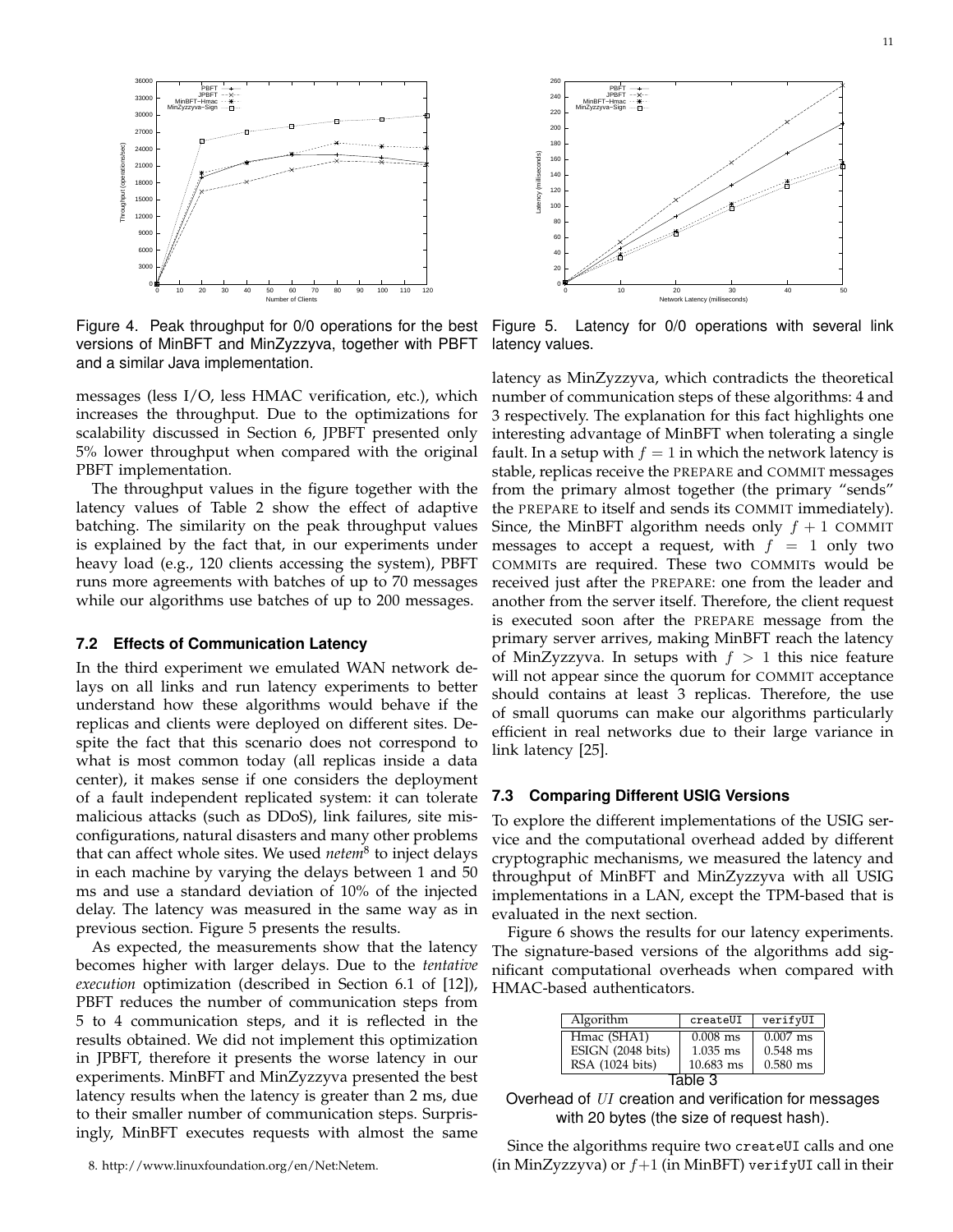Figure 4. Peak throughput for 0/0 operations for the best versions of MinBFT and MinZyzzyva, together with PBFT and a similar Java implementation.

Figure 5. Latency for 0/0 operations with several link latency values.

messages (less I/O, less HMAC verification, etc.), which increases the throughput. Due to the optimizations for scalability discussed in Section 6, JPBFT presented only 5% lower throughput when compared with the original PBFT implementation.

The throughput values in the figure together with the latency values of Table 2 show the effect of adaptive batching. The similarity on the peak throughput values is explained by the fact that, in our experiments under heavy load (e.g., 120 clients accessing the system), PBFT runs more agreements with batches of up to 70 messages while our algorithms use batches of up to 200 messages.

### 7.2 Effects of Communication Latency

In the third experiment we emulated WAN network delays on all links and run latency experiments to better understand how these algorithms would behave if the replicas and clients were deployed on different sites. Despite the fact that this scenario does not correspond to what is most common today (all replicas inside a data center), it makes sense if one considers the deployment of a fault independent replicated system: it can tolerate malicious attacks (such as DDoS), link failures, site misconfigurations, natural disasters and many other problems that can affect whole sites. We used *netem*[8] to inject delays in each machine by varying the delays between 1 and 50 ms and use a standard deviation of 10% of the injected delay. The latency was measured in the same way as in previous section. Figure 5 presents the results.

As expected, the measurements show that the latency becomes higher with larger delays. Due to the *tentative execution* optimization (described in Section 6.1 of [12]), PBFT reduces the number of communication steps from 5 to 4 communication steps, and it is reflected in the results obtained. We did not implement this optimization in JPBFT, therefore it presents the worse latency in our experiments. MinBFT and MinZyzzyva presented the best latency results when the latency is greater than 2 ms, due to their smaller number of communication steps. Surprisingly, MinBFT executes requests with almost the same latency as MinZyzzyva, which contradicts the theoretical number of communication steps of these algorithms: 4 and 3 respectively. The explanation for this fact highlights one interesting advantage of MinBFT when tolerating a single fault. In a setup with $f = 1$ in which the network latency is stable, replicas receive the PREPARE and COMMIT messages from the primary almost together (the primary "sends" the PREPARE to itself and sends its COMMIT immediately). Since, the MinBFT algorithm needs only $f + 1$ COMMIT messages to accept a request, with $f = 1$ only two COMMITs are required. These two COMMITs would be received just after the PREPARE: one from the leader and another from the server itself. Therefore, the client request is executed soon after the PREPARE message from the primary server arrives, making MinBFT reach the latency of MinZyzzyva. In setups with $f > 1$ this nice feature will not appear since the quorum for COMMIT acceptance should contains at least 3 replicas. Therefore, the use of small quorums can make our algorithms particularly efficient in real networks due to their large variance in link latency [25].

### 7.3 Comparing Different USIG Versions

To explore the different implementations of the USIG service and the computational overhead added by different cryptographic mechanisms, we measured the latency and throughput of MinBFT and MinZyzzyva with all USIG implementations in a LAN, except the TPM-based that is evaluated in the next section.

Figure 6 shows the results for our latency experiments. The signature-based versions of the algorithms add significant computational overheads when compared with HMAC-based authenticators.

| Algorithm | createUI | verifyUI |
|---|---|---|
| Hmac (SHA1) | 0.008 ms | 0.007 ms |
| ESIGN (2048 bits) | 1.035 ms | 0.548 ms |
| RSA (1024 bits) | 10.683 ms | 0.580 ms |

Table 3

Overhead of $UI$ creation and verification for messages with 20 bytes (the size of request hash).

Since the algorithms require two createUI calls and one (in MinZyzzyva) or $f+1$ (in MinBFT) verifyUI call in their

8. http://www.linuxfoundation.org/en/Net:Netem.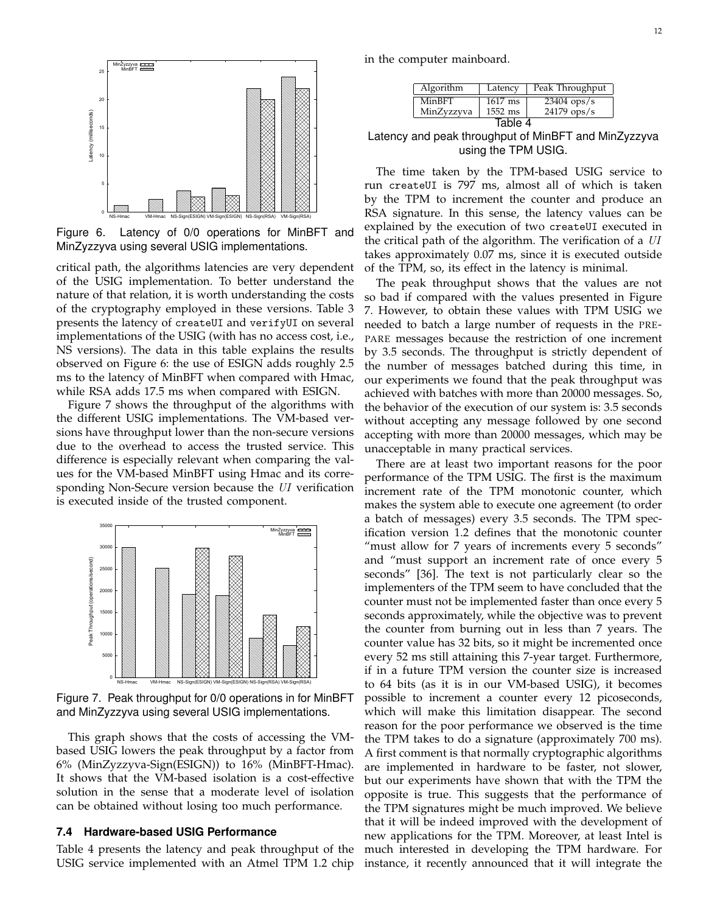Figure 6. Latency of 0/0 operations for MinBFT and MinZyzzyva using several USIG implementations.

critical path, the algorithms latencies are very dependent of the USIG implementation. To better understand the nature of that relation, it is worth understanding the costs of the cryptography employed in these versions. Table 3 presents the latency of `createUI` and `verifyUI` on several implementations of the USIG (with has no access cost, i.e., NS versions). The data in this table explains the results observed on Figure 6: the use of ESIGN adds roughly 2.5 ms to the latency of MinBFT when compared with Hmac, while RSA adds 17.5 ms when compared with ESIGN.

Figure 7 shows the throughput of the algorithms with the different USIG implementations. The VM-based versions have throughput lower than the non-secure versions due to the overhead to access the trusted service. This difference is especially relevant when comparing the values for the VM-based MinBFT using Hmac and its corresponding Non-Secure version because the *UI* verification is executed inside of the trusted component.

Figure 7. Peak throughput for 0/0 operations in for MinBFT and MinZyzzyva using several USIG implementations.

This graph shows that the costs of accessing the VM-based USIG lowers the peak throughput by a factor from 6% (MinZyzzyva-Sign(ESIGN)) to 16% (MinBFT-Hmac). It shows that the VM-based isolation is a cost-effective solution in the sense that a moderate level of isolation can be obtained without losing too much performance.

### 7.4 Hardware-based USIG Performance

Table 4 presents the latency and peak throughput of the USIG service implemented with an Atmel TPM 1.2 chip in the computer mainboard.

| Algorithm | Latency | Peak Throughput |
|---|---|---|
| MinBFT | 1617 ms | 23404 ops/s |
| MinZyzzyva | 1552 ms | 24179 ops/s |

Table 4
Latency and peak throughput of MinBFT and MinZyzzyva using the TPM USIG.

The time taken by the TPM-based USIG service to run `createUI` is 797 ms, almost all of which is taken by the TPM to increment the counter and produce an RSA signature. In this sense, the latency values can be explained by the execution of two `createUI` executed in the critical path of the algorithm. The verification of a *UI* takes approximately 0.07 ms, since it is executed outside of the TPM, so, its effect in the latency is minimal.

The peak throughput shows that the values are not so bad if compared with the values presented in Figure 7. However, to obtain these values with TPM USIG we needed to batch a large number of requests in the PREPARE messages because the restriction of one increment by 3.5 seconds. The throughput is strictly dependent of the number of messages batched during this time, in our experiments we found that the peak throughput was achieved with batches with more than 20000 messages. So, the behavior of the execution of our system is: 3.5 seconds without accepting any message followed by one second accepting with more than 20000 messages, which may be unacceptable in many practical services.

There are at least two important reasons for the poor performance of the TPM USIG. The first is the maximum increment rate of the TPM monotonic counter, which makes the system able to execute one agreement (to order a batch of messages) every 3.5 seconds. The TPM specification version 1.2 defines that the monotonic counter "must allow for 7 years of increments every 5 seconds" and "must support an increment rate of once every 5 seconds" [36]. The text is not particularly clear so the implementers of the TPM seem to have concluded that the counter must not be implemented faster than once every 5 seconds approximately, while the objective was to prevent the counter from burning out in less than 7 years. The counter value has 32 bits, so it might be incremented once every 52 ms still attaining this 7-year target. Furthermore, if in a future TPM version the counter size is increased to 64 bits (as it is in our VM-based USIG), it becomes possible to increment a counter every 12 picoseconds, which will make this limitation disappear. The second reason for the poor performance we observed is the time the TPM takes to do a signature (approximately 700 ms). A first comment is that normally cryptographic algorithms are implemented in hardware to be faster, not slower, but our experiments have shown that with the TPM the opposite is true. This suggests that the performance of the TPM signatures might be much improved. We believe that it will be indeed improved with the development of new applications for the TPM. Moreover, at least Intel is much interested in developing the TPM hardware. For instance, it recently announced that it will integrate the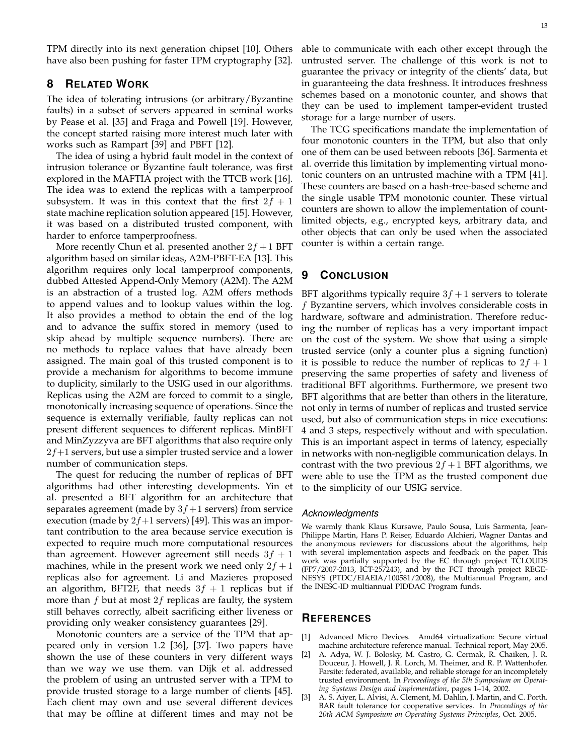TPM directly into its next generation chipset [10]. Others have also been pushing for faster TPM cryptography [32].

## 8 Related Work

The idea of tolerating intrusions (or arbitrary/Byzantine faults) in a subset of servers appeared in seminal works by Pease et al. [35] and Fraga and Powell [19]. However, the concept started raising more interest much later with works such as Rampart [39] and PBFT [12].

The idea of using a hybrid fault model in the context of intrusion tolerance or Byzantine fault tolerance, was first explored in the MAFTIA project with the TTCB work [16]. The idea was to extend the replicas with a tamperproof subsystem. It was in this context that the first $2f+1$ state machine replication solution appeared [15]. However, it was based on a distributed trusted component, with harder to enforce tamperproofness.

More recently Chun et al. presented another $2f+1$ BFT algorithm based on similar ideas, A2M-PBFT-EA [13]. This algorithm requires only local tamperproof components, dubbed Attested Append-Only Memory (A2M). The A2M is an abstraction of a trusted log. A2M offers methods to append values and to lookup values within the log. It also provides a method to obtain the end of the log and to advance the suffix stored in memory (used to skip ahead by multiple sequence numbers). There are no methods to replace values that have already been assigned. The main goal of this trusted component is to provide a mechanism for algorithms to become immune to duplicity, similarly to the USIG used in our algorithms. Replicas using the A2M are forced to commit to a single, monotonically increasing sequence of operations. Since the sequence is externally verifiable, faulty replicas can not present different sequences to different replicas. MinBFT and MinZyzzyva are BFT algorithms that also require only $2f+1$ servers, but use a simpler trusted service and a lower number of communication steps.

The quest for reducing the number of replicas of BFT algorithms had other interesting developments. Yin et al. presented a BFT algorithm for an architecture that separates agreement (made by $3f+1$ servers) from service execution (made by $2f+1$ servers) [49]. This was an important contribution to the area because service execution is expected to require much more computational resources than agreement. However agreement still needs $3f+1$ machines, while in the present work we need only $2f+1$ replicas also for agreement. Li and Mazieres proposed an algorithm, BFT2F, that needs $3f+1$ replicas but if more than $f$ but at most $2f$ replicas are faulty, the system still behaves correctly, albeit sacrificing either liveness or providing only weaker consistency guarantees [29].

Monotonic counters are a service of the TPM that appeared only in version 1.2 [36], [37]. Two papers have shown the use of these counters in very different ways than we way we use them. van Dijk et al. addressed the problem of using an untrusted server with a TPM to provide trusted storage to a large number of clients [45]. Each client may own and use several different devices that may be offline at different times and may not be able to communicate with each other except through the untrusted server. The challenge of this work is not to guarantee the privacy or integrity of the clients' data, but in guaranteeing the data freshness. It introduces freshness schemes based on a monotonic counter, and shows that they can be used to implement tamper-evident trusted storage for a large number of users.

The TCG specifications mandate the implementation of four monotonic counters in the TPM, but also that only one of them can be used between reboots [36]. Sarmenta et al. override this limitation by implementing virtual monotonic counters on an untrusted machine with a TPM [41]. These counters are based on a hash-tree-based scheme and the single usable TPM monotonic counter. These virtual counters are shown to allow the implementation of count-limited objects, e.g., encrypted keys, arbitrary data, and other objects that can only be used when the associated counter is within a certain range.

## 9 Conclusion

BFT algorithms typically require $3f+1$ servers to tolerate $f$ Byzantine servers, which involves considerable costs in hardware, software and administration. Therefore reducing the number of replicas has a very important impact on the cost of the system. We show that using a simple trusted service (only a counter plus a signing function) it is possible to reduce the number of replicas to $2f+1$ preserving the same properties of safety and liveness of traditional BFT algorithms. Furthermore, we present two BFT algorithms that are better than others in the literature, not only in terms of number of replicas and trusted service used, but also of communication steps in nice executions: 4 and 3 steps, respectively without and with speculation. This is an important aspect in terms of latency, especially in networks with non-negligible communication delays. In contrast with the two previous $2f+1$ BFT algorithms, we were able to use the TPM as the trusted component due to the simplicity of our USIG service.

### *Acknowledgments*

We warmly thank Klaus Kursawe, Paulo Sousa, Luis Sarmenta, Jean-Philippe Martin, Hans P. Reiser, Eduardo Alchieri, Wagner Dantas and the anonymous reviewers for discussions about the algorithms, help with several implementation aspects and feedback on the paper. This work was partially supported by the EC through project TCLOUDS (FP7/2007-2013, ICT-257243), and by the FCT through project REGENESYS (PTDC/EIAEIA/100581/2008), the Multiannual Program, and the INESC-ID multiannual PIDDAC Program funds.

## References

[1] Advanced Micro Devices. Amd64 virtualization: Secure virtual machine architecture reference manual. Technical report, May 2005.

[2] A. Adya, W. J. Bolosky, M. Castro, G. Cermak, R. Chaiken, J. R. Douceur, J. Howell, J. R. Lorch, M. Theimer, and R. P. Wattenhofer. Farsite: federated, available, and reliable storage for an incompletely trusted environment. In *Proceedings of the 5th Symposium on Operating Systems Design and Implementation*, pages 1–14, 2002.

[3] A. S. Aiyer, L. Alvisi, A. Clement, M. Dahlin, J. Martin, and C. Porth. BAR fault tolerance for cooperative services. In *Proceedings of the 20th ACM Symposium on Operating Systems Principles*, Oct. 2005.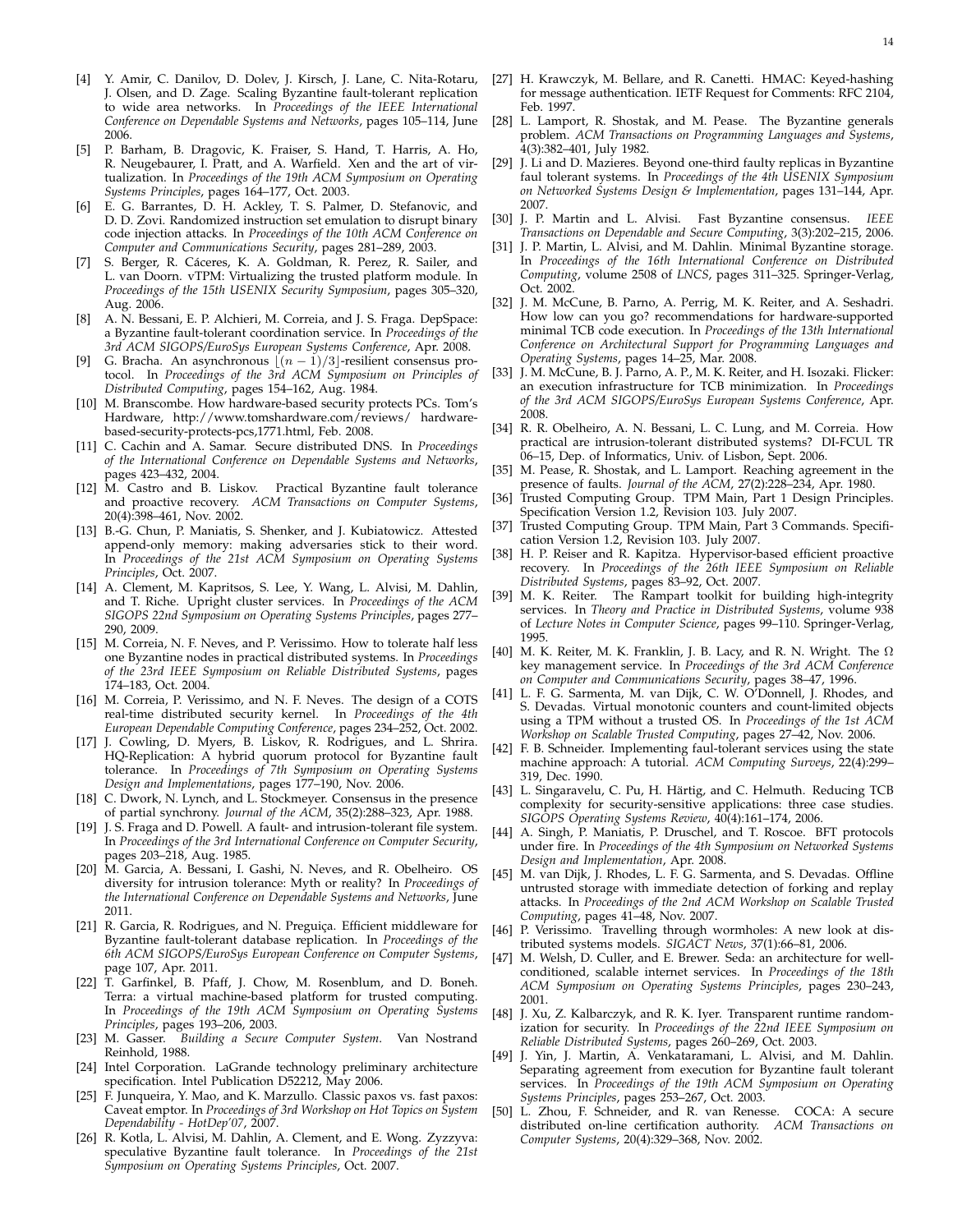[4] Y. Amir, C. Danilov, D. Dolev, J. Kirsch, J. Lane, C. Nita-Rotaru, J. Olsen, and D. Zage. Scaling Byzantine fault-tolerant replication to wide area networks. In *Proceedings of the IEEE International Conference on Dependable Systems and Networks*, pages 105–114, June 2006.

[5] P. Barham, B. Dragovic, K. Fraiser, S. Hand, T. Harris, A. Ho, R. Neugebaurer, I. Pratt, and A. Warfield. Xen and the art of virtualization. In *Proceedings of the 19th ACM Symposium on Operating Systems Principles*, pages 164–177, Oct. 2003.

[6] E. G. Barrantes, D. H. Ackley, T. S. Palmer, D. Stefanovic, and D. D. Zovi. Randomized instruction set emulation to disrupt binary code injection attacks. In *Proceedings of the 10th ACM Conference on Computer and Communications Security*, pages 281–289, 2003.

[7] S. Berger, R. Cáceres, K. A. Goldman, R. Perez, R. Sailer, and L. van Doorn. vTPM: Virtualizing the trusted platform module. In *Proceedings of the 15th USENIX Security Symposium*, pages 305–320, Aug. 2006.

[8] A. N. Bessani, E. P. Alchieri, M. Correia, and J. S. Fraga. DepSpace: a Byzantine fault-tolerant coordination service. In *Proceedings of the 3rd ACM SIGOPS/EuroSys European Systems Conference*, Apr. 2008.

[9] G. Bracha. An asynchronous $\lfloor (n-1)/3 \rfloor$-resilient consensus protocol. In *Proceedings of the 3rd ACM Symposium on Principles of Distributed Computing*, pages 154–162, Aug. 1984.

[10] M. Branscombe. How hardware-based security protects PCs. Tom's Hardware, http://www.tomshardware.com/reviews/ hardware-based-security-protects-pcs,1771.html, Feb. 2008.

[11] C. Cachin and A. Samar. Secure distributed DNS. In *Proceedings of the International Conference on Dependable Systems and Networks*, pages 423–432, 2004.

[12] M. Castro and B. Liskov. Practical Byzantine fault tolerance and proactive recovery. *ACM Transactions on Computer Systems*, 20(4):398–461, Nov. 2002.

[13] B.-G. Chun, P. Maniatis, S. Shenker, and J. Kubiatowicz. Attested append-only memory: making adversaries stick to their word. In *Proceedings of the 21st ACM Symposium on Operating Systems Principles*, Oct. 2007.

[14] A. Clement, M. Kapritsos, S. Lee, Y. Wang, L. Alvisi, M. Dahlin, and T. Riche. Upright cluster services. In *Proceedings of the ACM SIGOPS 22nd Symposium on Operating Systems Principles*, pages 277–290, 2009.

[15] M. Correia, N. F. Neves, and P. Verissimo. How to tolerate half less one Byzantine nodes in practical distributed systems. In *Proceedings of the 23rd IEEE Symposium on Reliable Distributed Systems*, pages 174–183, Oct. 2004.

[16] M. Correia, P. Verissimo, and N. F. Neves. The design of a COTS real-time distributed security kernel. In *Proceedings of the 4th European Dependable Computing Conference*, pages 234–252, Oct. 2002.

[17] J. Cowling, D. Myers, B. Liskov, R. Rodrigues, and L. Shrira. HQ-Replication: A hybrid quorum protocol for Byzantine fault tolerance. In *Proceedings of 7th Symposium on Operating Systems Design and Implementations*, pages 177–190, Nov. 2006.

[18] C. Dwork, N. Lynch, and L. Stockmeyer. Consensus in the presence of partial synchrony. *Journal of the ACM*, 35(2):288–323, Apr. 1988.

[19] J. S. Fraga and D. Powell. A fault- and intrusion-tolerant file system. In *Proceedings of the 3rd International Conference on Computer Security*, pages 203–218, Aug. 1985.

[20] M. Garcia, A. Bessani, I. Gashi, N. Neves, and R. Obelheiro. OS diversity for intrusion tolerance: Myth or reality? In *Proceedings of the International Conference on Dependable Systems and Networks*, June 2011.

[21] R. Garcia, R. Rodrigues, and N. Preguiça. Efficient middleware for Byzantine fault-tolerant database replication. In *Proceedings of the 6th ACM SIGOPS/EuroSys European Conference on Computer Systems*, page 107, Apr. 2011.

[22] T. Garfinkel, B. Pfaff, J. Chow, M. Rosenblum, and D. Boneh. Terra: a virtual machine-based platform for trusted computing. In *Proceedings of the 19th ACM Symposium on Operating Systems Principles*, pages 193–206, 2003.

[23] M. Gasser. *Building a Secure Computer System*. Van Nostrand Reinhold, 1988.

[24] Intel Corporation. LaGrande technology preliminary architecture specification. Intel Publication D52212, May 2006.

[25] F. Junqueira, Y. Mao, and K. Marzullo. Classic paxos vs. fast paxos: Caveat emptor. In *Proceedings of 3rd Workshop on Hot Topics on System Dependability - HotDep'07*, 2007.

[26] R. Kotla, L. Alvisi, M. Dahlin, A. Clement, and E. Wong. Zyzzyva: speculative Byzantine fault tolerance. In *Proceedings of the 21st Symposium on Operating Systems Principles*, Oct. 2007.

[27] H. Krawczyk, M. Bellare, and R. Canetti. HMAC: Keyed-hashing for message authentication. IETF Request for Comments: RFC 2104, Feb. 1997.

[28] L. Lamport, R. Shostak, and M. Pease. The Byzantine generals problem. *ACM Transactions on Programming Languages and Systems*, 4(3):382–401, July 1982.

[29] J. Li and D. Mazieres. Beyond one-third faulty replicas in Byzantine faul tolerant systems. In *Proceedings of the 4th USENIX Symposium on Networked Systems Design & Implementation*, pages 131–144, Apr. 2007.

[30] J. P. Martin and L. Alvisi. Fast Byzantine consensus. *IEEE Transactions on Dependable and Secure Computing*, 3(3):202–215, 2006.

[31] J. P. Martin, L. Alvisi, and M. Dahlin. Minimal Byzantine storage. In *Proceedings of the 16th International Conference on Distributed Computing*, volume 2508 of *LNCS*, pages 311–325. Springer-Verlag, Oct. 2002.

[32] J. M. McCune, B. Parno, A. Perrig, M. K. Reiter, and A. Seshadri. How low can you go? recommendations for hardware-supported minimal TCB code execution. In *Proceedings of the 13th International Conference on Architectural Support for Programming Languages and Operating Systems*, pages 14–25, Mar. 2008.

[33] J. M. McCune, B. J. Parno, A. P., M. K. Reiter, and H. Isozaki. Flicker: an execution infrastructure for TCB minimization. In *Proceedings of the 3rd ACM SIGOPS/EuroSys European Systems Conference*, Apr. 2008.

[34] R. R. Obelheiro, A. N. Bessani, L. C. Lung, and M. Correia. How practical are intrusion-tolerant distributed systems? DI-FCUL TR 06–15, Dep. of Informatics, Univ. of Lisbon, Sept. 2006.

[35] M. Pease, R. Shostak, and L. Lamport. Reaching agreement in the presence of faults. *Journal of the ACM*, 27(2):228–234, Apr. 1980.

[36] Trusted Computing Group. TPM Main, Part 1 Design Principles. Specification Version 1.2, Revision 103. July 2007.

[37] Trusted Computing Group. TPM Main, Part 3 Commands. Specification Version 1.2, Revision 103. July 2007.

[38] H. P. Reiser and R. Kapitza. Hypervisor-based efficient proactive recovery. In *Proceedings of the 26th IEEE Symposium on Reliable Distributed Systems*, pages 83–92, Oct. 2007.

[39] M. K. Reiter. The Rampart toolkit for building high-integrity services. In *Theory and Practice in Distributed Systems*, volume 938 of *Lecture Notes in Computer Science*, pages 99–110. Springer-Verlag, 1995.

[40] M. K. Reiter, M. K. Franklin, J. B. Lacy, and R. N. Wright. The $\Omega$ key management service. In *Proceedings of the 3rd ACM Conference on Computer and Communications Security*, pages 38–47, 1996.

[41] L. F. G. Sarmenta, M. van Dijk, C. W. O'Donnell, J. Rhodes, and S. Devadas. Virtual monotonic counters and count-limited objects using a TPM without a trusted OS. In *Proceedings of the 1st ACM Workshop on Scalable Trusted Computing*, pages 27–42, Nov. 2006.

[42] F. B. Schneider. Implementing faul-tolerant services using the state machine approach: A tutorial. *ACM Computing Surveys*, 22(4):299–319, Dec. 1990.

[43] L. Singaravelu, C. Pu, H. Härtig, and C. Helmuth. Reducing TCB complexity for security-sensitive applications: three case studies. *SIGOPS Operating Systems Review*, 40(4):161–174, 2006.

[44] A. Singh, P. Maniatis, P. Druschel, and T. Roscoe. BFT protocols under fire. In *Proceedings of the 4th Symposium on Networked Systems Design and Implementation*, Apr. 2008.

[45] M. van Dijk, J. Rhodes, L. F. G. Sarmenta, and S. Devadas. Offline untrusted storage with immediate detection of forking and replay attacks. In *Proceedings of the 2nd ACM Workshop on Scalable Trusted Computing*, pages 41–48, Nov. 2007.

[46] P. Verissimo. Travelling through wormholes: A new look at distributed systems models. *SIGACT News*, 37(1):66–81, 2006.

[47] M. Welsh, D. Culler, and E. Brewer. Seda: an architecture for well-conditioned, scalable internet services. In *Proceedings of the 18th ACM Symposium on Operating Systems Principles*, pages 230–243, 2001.

[48] J. Xu, Z. Kalbarczyk, and R. K. Iyer. Transparent runtime randomization for security. In *Proceedings of the 22nd IEEE Symposium on Reliable Distributed Systems*, pages 260–269, Oct. 2003.

[49] J. Yin, J. Martin, A. Venkataramani, L. Alvisi, and M. Dahlin. Separating agreement from execution for Byzantine fault tolerant services. In *Proceedings of the 19th ACM Symposium on Operating Systems Principles*, pages 253–267, Oct. 2003.

[50] L. Zhou, F. Schneider, and R. van Renesse. COCA: A secure distributed on-line certification authority. *ACM Transactions on Computer Systems*, 20(4):329–368, Nov. 2002.